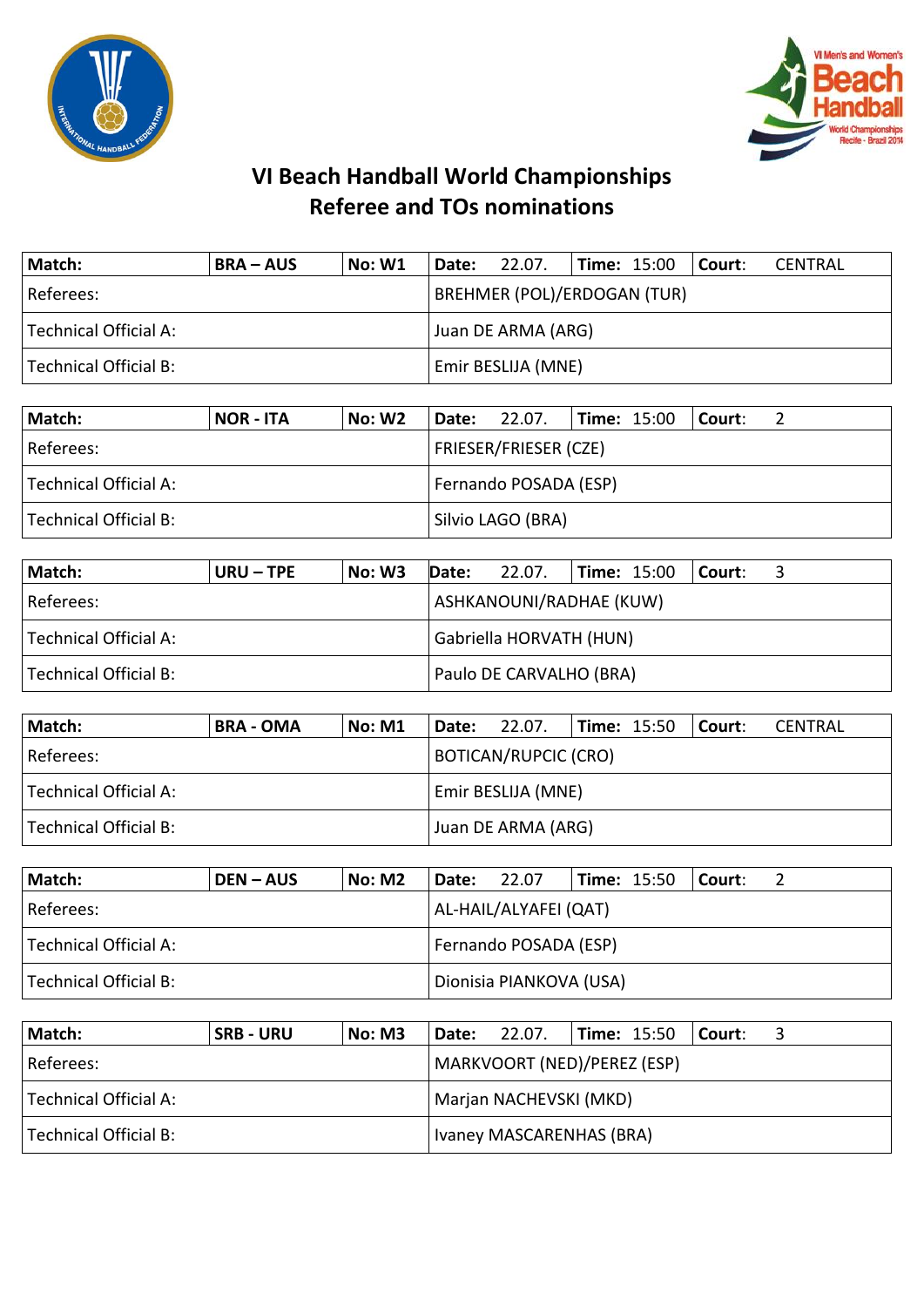# VI Beach Handball World Championships
## Referee and TOs nominations

| Match: | BRA – AUS | No: W1 | Date: 22.07. | Time: 15:00 | Court: CENTRAL |
|---|---|---|---|---|---|
| Referees: | | | BREHMER (POL)/ERDOGAN (TUR) | | |
| Technical Official A: | | | Juan DE ARMA (ARG) | | |
| Technical Official B: | | | Emir BESLIJA (MNE) | | |

| Match: | NOR - ITA | No: W2 | Date: 22.07. | Time: 15:00 | Court: 2 |
|---|---|---|---|---|---|
| Referees: | | | FRIESER/FRIESER (CZE) | | |
| Technical Official A: | | | Fernando POSADA (ESP) | | |
| Technical Official B: | | | Silvio LAGO (BRA) | | |

| Match: | URU – TPE | No: W3 | Date: 22.07. | Time: 15:00 | Court: 3 |
|---|---|---|---|---|---|
| Referees: | | | ASHKANOUNI/RADHAE (KUW) | | |
| Technical Official A: | | | Gabriella HORVATH (HUN) | | |
| Technical Official B: | | | Paulo DE CARVALHO (BRA) | | |

| Match: | BRA - OMA | No: M1 | Date: 22.07. | Time: 15:50 | Court: CENTRAL |
|---|---|---|---|---|---|
| Referees: | | | BOTICAN/RUPCIC (CRO) | | |
| Technical Official A: | | | Emir BESLIJA (MNE) | | |
| Technical Official B: | | | Juan DE ARMA (ARG) | | |

| Match: | DEN – AUS | No: M2 | Date: 22.07 | Time: 15:50 | Court: 2 |
|---|---|---|---|---|---|
| Referees: | | | AL-HAIL/ALYAFEI (QAT) | | |
| Technical Official A: | | | Fernando POSADA (ESP) | | |
| Technical Official B: | | | Dionisia PIANKOVA (USA) | | |

| Match: | SRB - URU | No: M3 | Date: 22.07. | Time: 15:50 | Court: 3 |
|---|---|---|---|---|---|
| Referees: | | | MARKVOORT (NED)/PEREZ (ESP) | | |
| Technical Official A: | | | Marjan NACHEVSKI (MKD) | | |
| Technical Official B: | | | Ivaney MASCARENHAS (BRA) | | |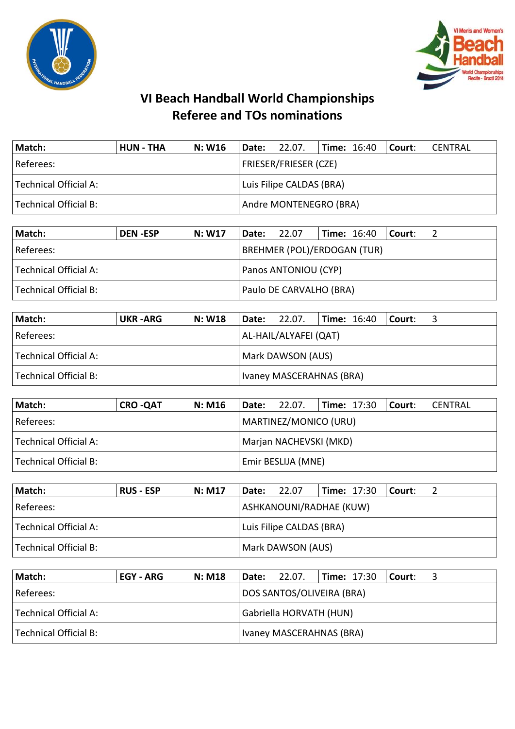# VI Beach Handball World Championships
## Referee and TOs nominations

| **Match:** | **HUN - THA** | **N: W16** | **Date:** 22.07. | **Time:** 16:40 | **Court:** CENTRAL |
|---|---|---|---|---|---|
| Referees: | | | FRIESER/FRIESER (CZE) | | |
| Technical Official A: | | | Luis Filipe CALDAS (BRA) | | |
| Technical Official B: | | | Andre MONTENEGRO (BRA) | | |

| **Match:** | **DEN -ESP** | **N: W17** | **Date:** 22.07 | **Time:** 16:40 | **Court:** 2 |
|---|---|---|---|---|---|
| Referees: | | | BREHMER (POL)/ERDOGAN (TUR) | | |
| Technical Official A: | | | Panos ANTONIOU (CYP) | | |
| Technical Official B: | | | Paulo DE CARVALHO (BRA) | | |

| **Match:** | **UKR -ARG** | **N: W18** | **Date:** 22.07. | **Time:** 16:40 | **Court:** 3 |
|---|---|---|---|---|---|
| Referees: | | | AL-HAIL/ALYAFEI (QAT) | | |
| Technical Official A: | | | Mark DAWSON (AUS) | | |
| Technical Official B: | | | Ivaney MASCERAHNAS (BRA) | | |

| **Match:** | **CRO -QAT** | **N: M16** | **Date:** 22.07. | **Time:** 17:30 | **Court:** CENTRAL |
|---|---|---|---|---|---|
| Referees: | | | MARTINEZ/MONICO (URU) | | |
| Technical Official A: | | | Marjan NACHEVSKI (MKD) | | |
| Technical Official B: | | | Emir BESLIJA (MNE) | | |

| **Match:** | **RUS - ESP** | **N: M17** | **Date:** 22.07 | **Time:** 17:30 | **Court:** 2 |
|---|---|---|---|---|---|
| Referees: | | | ASHKANOUNI/RADHAE (KUW) | | |
| Technical Official A: | | | Luis Filipe CALDAS (BRA) | | |
| Technical Official B: | | | Mark DAWSON (AUS) | | |

| **Match:** | **EGY - ARG** | **N: M18** | **Date:** 22.07. | **Time:** 17:30 | **Court:** 3 |
|---|---|---|---|---|---|
| Referees: | | | DOS SANTOS/OLIVEIRA (BRA) | | |
| Technical Official A: | | | Gabriella HORVATH (HUN) | | |
| Technical Official B: | | | Ivaney MASCERAHNAS (BRA) | | |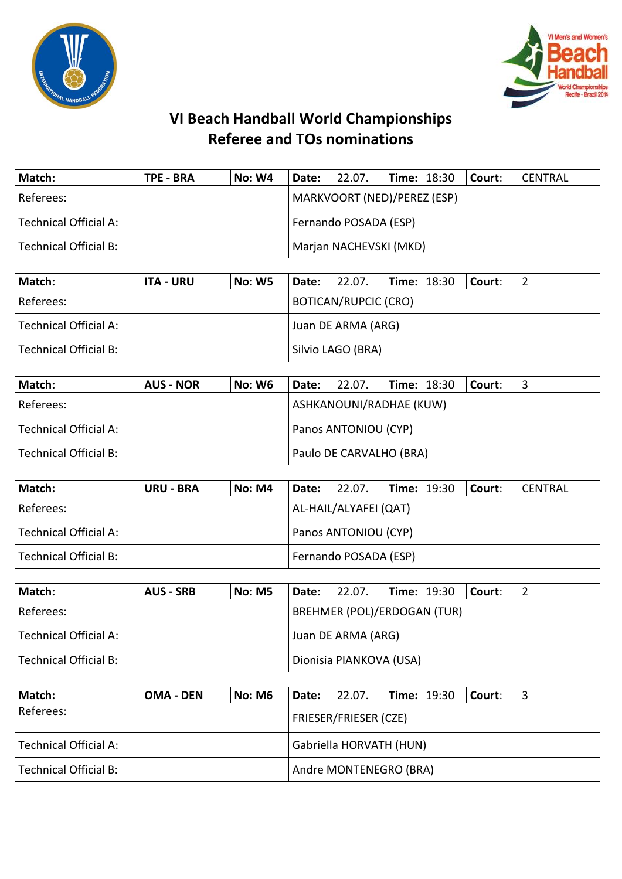# VI Beach Handball World Championships
## Referee and TOs nominations

| **Match:** | **TPE - BRA** | **No: W4** | **Date:** 22.07. | **Time:** 18:30 | **Court:** CENTRAL |
|---|---|---|---|---|---|
| Referees: | | | MARKVOORT (NED)/PEREZ (ESP) | | |
| Technical Official A: | | | Fernando POSADA (ESP) | | |
| Technical Official B: | | | Marjan NACHEVSKI (MKD) | | |

| **Match:** | **ITA - URU** | **No: W5** | **Date:** 22.07. | **Time:** 18:30 | **Court:** 2 |
|---|---|---|---|---|---|
| Referees: | | | BOTICAN/RUPCIC (CRO) | | |
| Technical Official A: | | | Juan DE ARMA (ARG) | | |
| Technical Official B: | | | Silvio LAGO (BRA) | | |

| **Match:** | **AUS - NOR** | **No: W6** | **Date:** 22.07. | **Time:** 18:30 | **Court:** 3 |
|---|---|---|---|---|---|
| Referees: | | | ASHKANOUNI/RADHAE (KUW) | | |
| Technical Official A: | | | Panos ANTONIOU (CYP) | | |
| Technical Official B: | | | Paulo DE CARVALHO (BRA) | | |

| **Match:** | **URU - BRA** | **No: M4** | **Date:** 22.07. | **Time:** 19:30 | **Court:** CENTRAL |
|---|---|---|---|---|---|
| Referees: | | | AL-HAIL/ALYAFEI (QAT) | | |
| Technical Official A: | | | Panos ANTONIOU (CYP) | | |
| Technical Official B: | | | Fernando POSADA (ESP) | | |

| **Match:** | **AUS - SRB** | **No: M5** | **Date:** 22.07. | **Time:** 19:30 | **Court:** 2 |
|---|---|---|---|---|---|
| Referees: | | | BREHMER (POL)/ERDOGAN (TUR) | | |
| Technical Official A: | | | Juan DE ARMA (ARG) | | |
| Technical Official B: | | | Dionisia PIANKOVA (USA) | | |

| **Match:** | **OMA - DEN** | **No: M6** | **Date:** 22.07. | **Time:** 19:30 | **Court:** 3 |
|---|---|---|---|---|---|
| Referees: | | | FRIESER/FRIESER (CZE) | | |
| Technical Official A: | | | Gabriella HORVATH (HUN) | | |
| Technical Official B: | | | Andre MONTENEGRO (BRA) | | |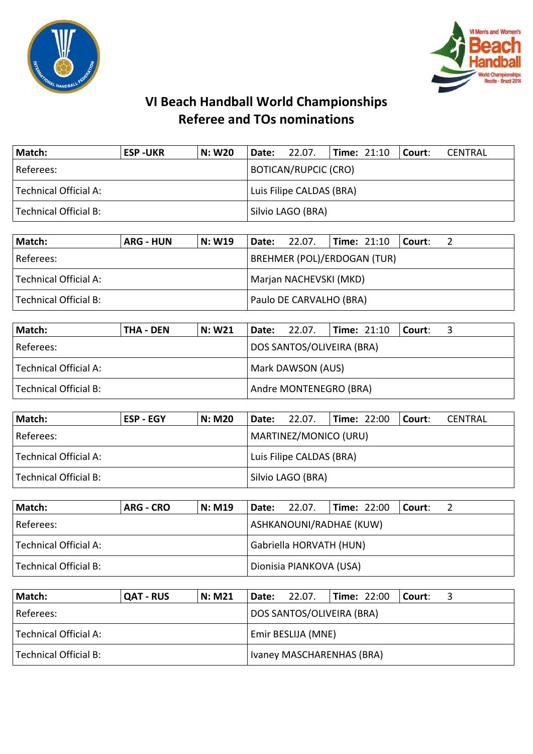# VI Beach Handball World Championships
## Referee and TOs nominations

| Match: | ESP -UKR | N: W20 | Date: 22.07. | Time: 21:10 | Court: CENTRAL |
|---|---|---|---|---|---|
| Referees: | | | BOTICAN/RUPCIC (CRO) | | |
| Technical Official A: | | | Luis Filipe CALDAS (BRA) | | |
| Technical Official B: | | | Silvio LAGO (BRA) | | |

| Match: | ARG - HUN | N: W19 | Date: 22.07. | Time: 21:10 | Court: 2 |
|---|---|---|---|---|---|
| Referees: | | | BREHMER (POL)/ERDOGAN (TUR) | | |
| Technical Official A: | | | Marjan NACHEVSKI (MKD) | | |
| Technical Official B: | | | Paulo DE CARVALHO (BRA) | | |

| Match: | THA - DEN | N: W21 | Date: 22.07. | Time: 21:10 | Court: 3 |
|---|---|---|---|---|---|
| Referees: | | | DOS SANTOS/OLIVEIRA (BRA) | | |
| Technical Official A: | | | Mark DAWSON (AUS) | | |
| Technical Official B: | | | Andre MONTENEGRO (BRA) | | |

| Match: | ESP - EGY | N: M20 | Date: 22.07. | Time: 22:00 | Court: CENTRAL |
|---|---|---|---|---|---|
| Referees: | | | MARTINEZ/MONICO (URU) | | |
| Technical Official A: | | | Luis Filipe CALDAS (BRA) | | |
| Technical Official B: | | | Silvio LAGO (BRA) | | |

| Match: | ARG - CRO | N: M19 | Date: 22.07. | Time: 22:00 | Court: 2 |
|---|---|---|---|---|---|
| Referees: | | | ASHKANOUNI/RADHAE (KUW) | | |
| Technical Official A: | | | Gabriella HORVATH (HUN) | | |
| Technical Official B: | | | Dionisia PIANKOVA (USA) | | |

| Match: | QAT - RUS | N: M21 | Date: 22.07. | Time: 22:00 | Court: 3 |
|---|---|---|---|---|---|
| Referees: | | | DOS SANTOS/OLIVEIRA (BRA) | | |
| Technical Official A: | | | Emir BESLIJA (MNE) | | |
| Technical Official B: | | | Ivaney MASCHARENHAS (BRA) | | |